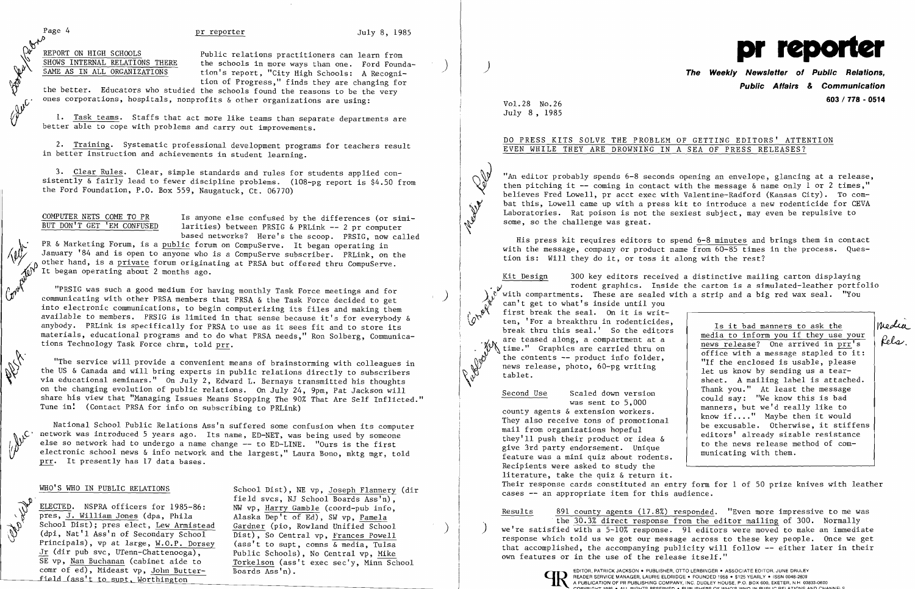## REPORT ON HIGH SCHOOLS SHOWS INTERNAL RELATIONS THERE SAME AS IN ALL ORGANIZATIONS

Public relations practitioners can learn from the schools in more ways than one. Ford Foundation's report, "City High Schools: A Recognition of Progress," finds they are changing for the better. Educators who studied the schools found the reasons to be the very ones corporations, hospitals, nonprofits & other organizations are using:

1. Task teams. Staffs that act more like teams than separate departments are better able to cope with problems and carry out improvements.

2. Training. Systematic professional development programs for teachers result in better instruction and achievements in student learning.

3. Clear Rules. Clear, simple standards and rules for students applied consistently & fairly lead to fewer discipline problems. (108-pg report is $4.50 from the Ford Foundation, P.O. Box 559, Naugatuck, Ct. 06770)

## COMPUTER NETS COME TO PR BUT DON'T GET 'EM CONFUSED

Is anyone else confused by the differences (or similarities) between PRSIG & PRLink -- 2 pr computer based networks? Here's the scoop. PRSIG, now called PR & Marketing Forum, is a public forum on CompuServe. It began operating in January '84 and is open to anyone who is a CompuServe subscriber. PRLink, on the other hand, is a private forum originating at PRSA but offered thru CompuServe. It began operating about 2 months ago.

"PRSIG was such a good medium for having monthly Task Force meetings and for communicating with other PRSA members that PRSA & the Task Force decided to get into electronic communications, to begin computerizing its files and making them available to members. PRSIG is limited in that sense because it's for everybody & anybody. PRLink is specifically for PRSA to use as it sees fit and to store its materials, educational programs and to do what PRSA needs," Ron Solberg, Communications Technology Task Force chrm, told prr.

"The service will provide a convenient means of brainstorming with colleagues in the US & Canada and will bring experts in public relations directly to subscribers via educational seminars." On July 2, Edward L. Bernays transmitted his thoughts on the changing evolution of public relations. On July 24, 9pm, Pat Jackson will share his view that "Managing Issues Means Stopping The 90% That Are Self Inflicted." Tune in! (Contact PRSA for info on subscribing to PRLink)

National School Public Relations Ass'n suffered some confusion when its computer network was introduced 5 years ago. Its name, ED-NET, was being used by someone else so network had to undergo a name change -- to ED-LINE. "Ours is the first electronic school news & info network and the largest," Laura Bono, mktg mgr, told prr. It presently has 17 data bases.

## WHO'S WHO IN PUBLIC RELATIONS

ELECTED. NSPRA officers for 1985-86: pres, J. William Jones (dpa, Phila School Dist); pres elect, Lew Armistead (dpi, Nat'l Ass'n of Secondary School Principals), vp at large, W.O.P. Dorsey Jr (dir pub svc, UTenn-Chattenooga), SE vp, Nan Buchanan (cabinet aide to comr of ed), Mideast vp, John Butterfield (ass't to supt, Worthington School Dist), NE vp, Joseph Flannery (dir field svcs, NJ School Boards Ass'n), NW vp, Harry Gamble (coord-pub info, Alaska Dep't of Ed), SW vp, Pamela Gardner (pio, Rowland Unified School Dist), So Central vp, Frances Powell (ass't to supt, comns & media, Tulsa Public Schools), No Central vp, Mike Torkelson (ass't exec sec'y, Minn School Boards Ass'n).

# pr reporter

*The Weekly Newsletter of Public Relations, Public Affairs & Communication*

603 / 778 - 0514

Vol.28 No.26
July 8, 1985

## DO PRESS KITS SOLVE THE PROBLEM OF GETTING EDITORS' ATTENTION EVEN WHILE THEY ARE DROWNING IN A SEA OF PRESS RELEASES?

"An editor probably spends 6-8 seconds opening an envelope, glancing at a release, then pitching it -- coming in contact with the message & name only 1 or 2 times," believes Fred Lowell, pr acct exec with Valentine-Radford (Kansas City). To combat this, Lowell came up with a press kit to introduce a new rodenticide for CEVA Laboratories. Rat poison is not the sexiest subject, may even be repulsive to some, so the challenge was great.

His press kit requires editors to spend 6-8 minutes and brings them in contact with the message, company or product name from 60-85 times in the process. Question is: Will they do it, or toss it along with the rest?

**Kit Design** 300 key editors received a distinctive mailing carton displaying rodent graphics. Inside the carton is a simulated-leather portfolio with compartments. These are sealed with a strip and a big red wax seal. "You can't get to what's inside until you first break the seal. On it is written, 'For a breakthru in rodenticides, break thru this seal.' So the editors are teased along, a compartment at a time." Graphics are carried thru on the contents -- product info folder, news release, photo, 60-pg writing tablet.

**Second Use** Scaled down version was sent to 5,000 county agents & extension workers. They also receive tons of promotional mail from organizations hopeful they'll push their product or idea & give 3rd party endorsement. Unique feature was a mini quiz about rodents. Recipients were asked to study the literature, take the quiz & return it. Their response cards constituted an entry form for 1 of 50 prize knives with leather cases -- an appropriate item for this audience.

> Is it bad manners to ask the media to inform you if they use your news release? One arrived in prr's office with a message stapled to it: "If the enclosed is usable, please let us know by sending us a tear-sheet. A mailing label is attached. Thank you." At least the message could say: "We know this is bad manners, but we'd really like to know if...." Maybe then it would be excusable. Otherwise, it stiffens editors' already sizable resistance to the news release method of communicating with them.

**Results** 891 county agents (17.8%) responded. "Even more impressive to me was the 30.3% direct response from the editor mailing of 300. Normally we're satisfied with a 5-10% response. 91 editors were moved to make an immediate response which told us we got our message across to these key people. Once we get that accomplished, the accompanying publicity will follow -- either later in their own features or in the use of the release itself."

EDITOR, PATRICK JACKSON • PUBLISHER, OTTO LERBINGER • ASSOCIATE EDITOR, JUNE DRULEY
READER SERVICE MANAGER, LAURIE ELDRIDGE • FOUNDED 1958 • $125 YEARLY • ISSN 0048-2609
A PUBLICATION OF PR PUBLISHING COMPANY, INC. DUDLEY HOUSE, P.O. BOX 600, EXETER, N.H. 03833-0600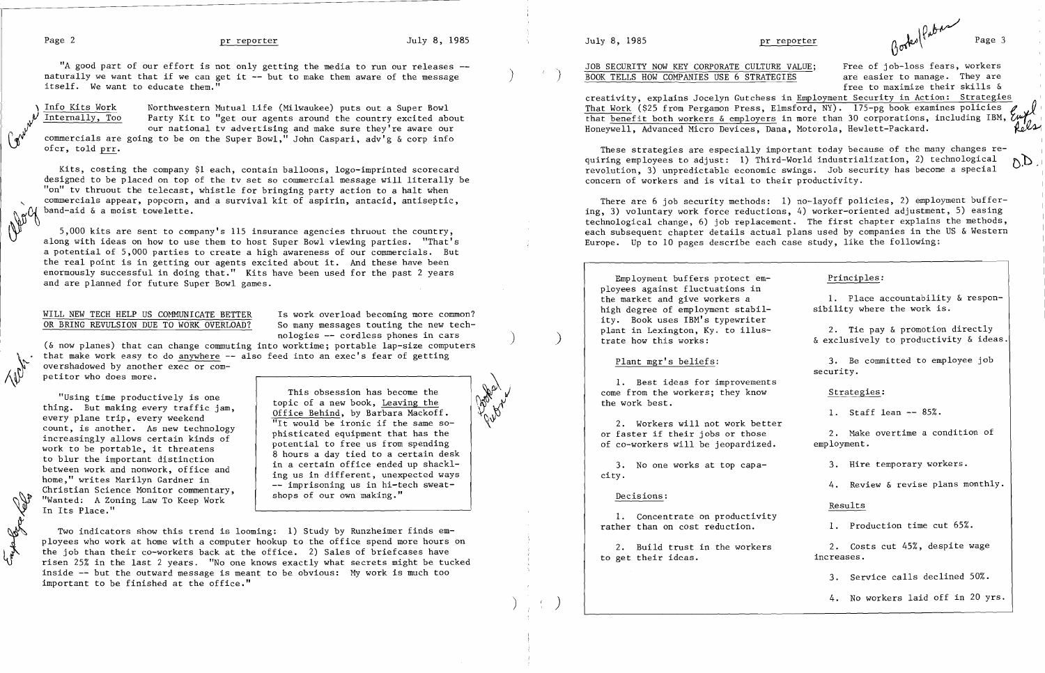"A good part of our effort is not only getting the media to run our releases -- naturally we want that if we can get it -- but to make them aware of the message itself. We want to educate them."

**Info Kits Work Internally, Too**

Northwestern Mutual Life (Milwaukee) puts out a Super Bowl Party Kit to "get our agents around the country excited about our national tv advertising and make sure they're aware our commercials are going to be on the Super Bowl," John Caspari, adv'g & corp info ofcr, told prr.

Kits, costing the company $1 each, contain balloons, logo-imprinted scorecard designed to be placed on top of the tv set so commercial message will literally be "on" tv thruout the telecast, whistle for bringing party action to a halt when commercials appear, popcorn, and a survival kit of aspirin, antacid, antiseptic, band-aid & a moist towelette.

5,000 kits are sent to company's 115 insurance agencies thruout the country, along with ideas on how to use them to host Super Bowl viewing parties. "That's a potential of 5,000 parties to create a high awareness of our commercials. But the real point is in getting our agents excited about it. And these have been enormously successful in doing that." Kits have been used for the past 2 years and are planned for future Super Bowl games.

**WILL NEW TECH HELP US COMMUNICATE BETTER OR BRING REVULSION DUE TO WORK OVERLOAD?**

Is work overload becoming more common? So many messages touting the new technologies -- cordless phones in cars (& now planes) that can change commuting into worktime; portable lap-size computers that make work easy to do anywhere -- also feed into an exec's fear of getting overshadowed by another exec or competitor who does more.

"Using time productively is one thing. But making every traffic jam, every plane trip, every weekend count, is another. As new technology increasingly allows certain kinds of work to be portable, it threatens to blur the important distinction between work and nonwork, office and home," writes Marilyn Gardner in Christian Science Monitor commentary, "Wanted: A Zoning Law To Keep Work In Its Place."

> This obsession has become the topic of a new book, Leaving the Office Behind, by Barbara Mackoff. "It would be ironic if the same sophisticated equipment that has the potential to free us from spending 8 hours a day tied to a certain desk in a certain office ended up shackling us in different, unexpected ways -- imprisoning us in hi-tech sweatshops of our own making."

Two indicators show this trend is looming: 1) Study by Runzheimer finds employees who work at home with a computer hookup to the office spend more hours on the job than their co-workers back at the office. 2) Sales of briefcases have risen 25% in the last 2 years. "No one knows exactly what secrets might be tucked inside -- but the outward message is meant to be obvious: My work is much too important to be finished at the office."

**JOB SECURITY NOW KEY CORPORATE CULTURE VALUE; BOOK TELLS HOW COMPANIES USE 6 STRATEGIES**

Free of job-loss fears, workers are easier to manage. They are free to maximize their skills & creativity, explains Jocelyn Gutchess in Employment Security in Action: Strategies That Work ($25 from Pergamon Press, Elmsford, NY). 175-pg book examines policies that benefit both workers & employers in more than 30 corporations, including IBM, Honeywell, Advanced Micro Devices, Dana, Motorola, Hewlett-Packard.

These strategies are especially important today because of the many changes requiring employees to adjust: 1) Third-World industrialization, 2) technological revolution, 3) unpredictable economic swings. Job security has become a special concern of workers and is vital to their productivity.

There are 6 job security methods: 1) no-layoff policies, 2) employment buffering, 3) voluntary work force reductions, 4) worker-oriented adjustment, 5) easing technological change, 6) job replacement. The first chapter explains the methods, each subsequent chapter details actual plans used by companies in the US & Western Europe. Up to 10 pages describe each case study, like the following:

> Employment buffers protect employees against fluctuations in the market and give workers a high degree of employment stability. Book uses IBM's typewriter plant in Lexington, Ky. to illustrate how this works:
>
> Plant mgr's beliefs:
>
> 1. Best ideas for improvements come from the workers; they know the work best.
> 2. Workers will not work better or faster if their jobs or those of co-workers will be jeopardized.
> 3. No one works at top capacity.
>
> Decisions:
>
> 1. Concentrate on productivity rather than on cost reduction.
> 2. Build trust in the workers to get their ideas.
>
> Principles:
>
> 1. Place accountability & responsibility where the work is.
> 2. Tie pay & promotion directly & exclusively to productivity & ideas.
> 3. Be committed to employee job security.
>
> Strategies:
>
> 1. Staff lean -- 85%.
> 2. Make overtime a condition of employment.
> 3. Hire temporary workers.
> 4. Review & revise plans monthly.
>
> Results
>
> 1. Production time cut 65%.
> 2. Costs cut 45%, despite wage increases.
> 3. Service calls declined 50%.
> 4. No workers laid off in 20 yrs.